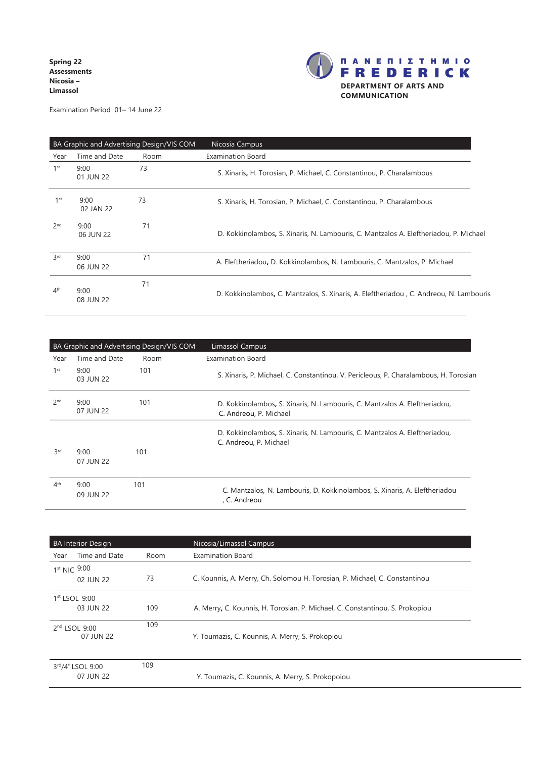**Spring 22**
**Assessments**
**Nicosia –**
**Limassol**

**ΠΑΝΕΠΙΣΤΗΜΙΟ**
**FREDERICK**
**DEPARTMENT OF ARTS AND COMMUNICATION**

Examination Period 01– 14 June 22

| BA Graphic and Advertising Design/VIS COM | | | Nicosia Campus |
|---|---|---|---|
| Year | Time and Date | Room | Examination Board |
| 1st | 9:00 01 JUN 22 | 73 | S. Xinaris, H. Torosian, P. Michael, C. Constantinou, P. Charalambous |
| 1st | 9:00 02 JAN 22 | 73 | S. Xinaris, H. Torosian, P. Michael, C. Constantinou, P. Charalambous |
| 2nd | 9:00 06 JUN 22 | 71 | D. Kokkinolambos, S. Xinaris, N. Lambouris, C. Mantzalos A. Eleftheriadou, P. Michael |
| 3rd | 9:00 06 JUN 22 | 71 | A. Eleftheriadou, D. Kokkinolambos, N. Lambouris, C. Mantzalos, P. Michael |
| 4th | 9:00 08 JUN 22 | 71 | D. Kokkinolambos, C. Mantzalos, S. Xinaris, A. Eleftheriadou , C. Andreou, N. Lambouris |

| BA Graphic and Advertising Design/VIS COM | | | Limassol Campus |
|---|---|---|---|
| Year | Time and Date | Room | Examination Board |
| 1st | 9:00 03 JUN 22 | 101 | S. Xinaris, P. Michael, C. Constantinou, V. Pericleous, P. Charalambous, H. Torosian |
| 2nd | 9:00 07 JUN 22 | 101 | D. Kokkinolambos, S. Xinaris, N. Lambouris, C. Mantzalos A. Eleftheriadou, C. Andreou, P. Michael |
| 3rd | 9:00 07 JUN 22 | 101 | D. Kokkinolambos, S. Xinaris, N. Lambouris, C. Mantzalos A. Eleftheriadou, C. Andreou, P. Michael |
| 4th | 9:00 09 JUN 22 | 101 | C. Mantzalos, N. Lambouris, D. Kokkinolambos, S. Xinaris, A. Eleftheriadou , C. Andreou |

| BA Interior Design | | | Nicosia/Limassol Campus |
|---|---|---|---|
| Year | Time and Date | Room | Examination Board |
| 1st NIC | 9:00 02 JUN 22 | 73 | C. Kounnis, A. Merry, Ch. Solomou H. Torosian, P. Michael, C. Constantinou |
| 1st LSOL | 9:00 03 JUN 22 | 109 | A. Merry, C. Kounnis, H. Torosian, P. Michael, C. Constantinou, S. Prokopiou |
| 2nd LSOL | 9:00 07 JUN 22 | 109 | Y. Toumazis, C. Kounnis, A. Merry, S. Prokopiou |
| 3rd/4th LSOL | 9:00 07 JUN 22 | 109 | Y. Toumazis, C. Kounnis, A. Merry, S. Prokopoiou |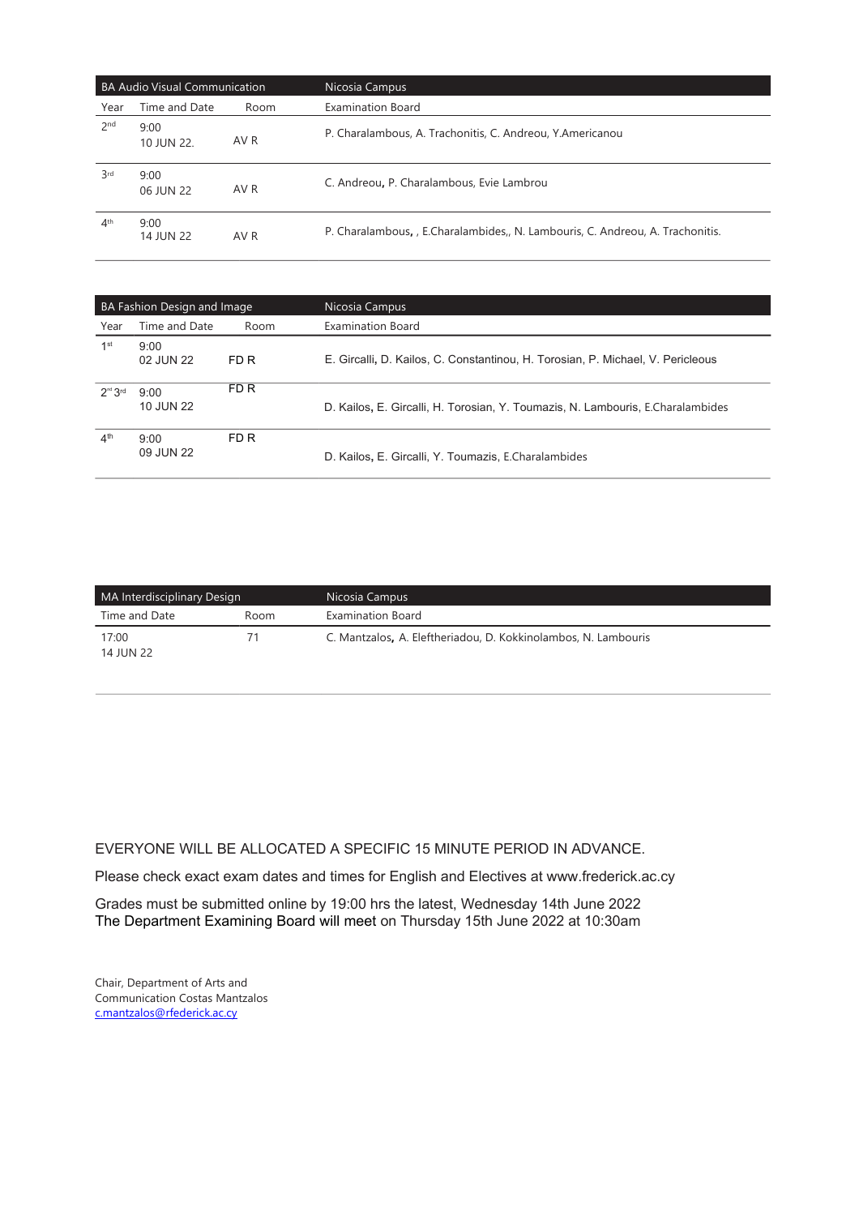| BA Audio Visual Communication | | | Nicosia Campus |
|---|---|---|---|
| Year | Time and Date | Room | Examination Board |
| 2nd | 9:00 10 JUN 22. | AV R | P. Charalambous, A. Trachonitis, C. Andreou, Y.Americanou |
| 3rd | 9:00 06 JUN 22 | AV R | C. Andreou, P. Charalambous, Evie Lambrou |
| 4th | 9:00 14 JUN 22 | AV R | P. Charalambous, , E.Charalambides,, N. Lambouris, C. Andreou, A. Trachonitis. |

| BA Fashion Design and Image | | | Nicosia Campus |
|---|---|---|---|
| Year | Time and Date | Room | Examination Board |
| 1st | 9:00 02 JUN 22 | FD R | E. Gircalli, D. Kailos, C. Constantinou, H. Torosian, P. Michael, V. Pericleous |
| 2nd 3rd | 9:00 10 JUN 22 | FD R | D. Kailos, E. Gircalli, H. Torosian, Y. Toumazis, N. Lambouris, E.Charalambides |
| 4th | 9:00 09 JUN 22 | FD R | D. Kailos, E. Gircalli, Y. Toumazis, E.Charalambides |

| MA Interdisciplinary Design | | Nicosia Campus |
|---|---|---|
| Time and Date | Room | Examination Board |
| 17:00 14 JUN 22 | 71 | C. Mantzalos, A. Eleftheriadou, D. Kokkinolambos, N. Lambouris |

EVERYONE WILL BE ALLOCATED A SPECIFIC 15 MINUTE PERIOD IN ADVANCE.

Please check exact exam dates and times for English and Electives at www.frederick.ac.cy

Grades must be submitted online by 19:00 hrs the latest, Wednesday 14th June 2022
The Department Examining Board will meet on Thursday 15th June 2022 at 10:30am

Chair, Department of Arts and Communication Costas Mantzalos
c.mantzalos@rfederick.ac.cy